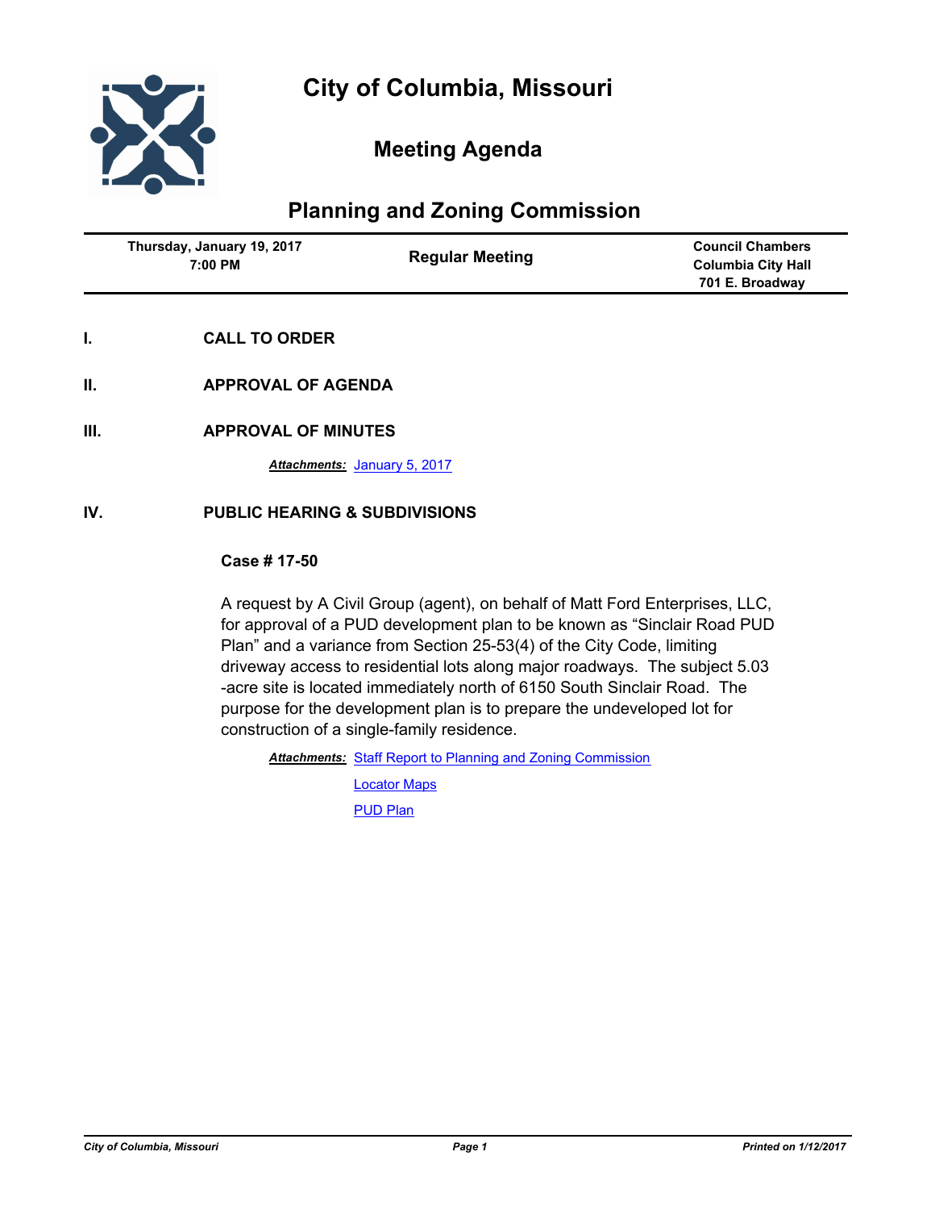# City of Columbia, Missouri

## Meeting Agenda

## Planning and Zoning Commission

| Thursday, January 19, 2017 7:00 PM | Regular Meeting | Council Chambers Columbia City Hall 701 E. Broadway |
|---|---|---|

**I. CALL TO ORDER**

**II. APPROVAL OF AGENDA**

**III. APPROVAL OF MINUTES**

***Attachments:*** January 5, 2017

**IV. PUBLIC HEARING & SUBDIVISIONS**

**Case # 17-50**

A request by A Civil Group (agent), on behalf of Matt Ford Enterprises, LLC, for approval of a PUD development plan to be known as "Sinclair Road PUD Plan" and a variance from Section 25-53(4) of the City Code, limiting driveway access to residential lots along major roadways. The subject 5.03 -acre site is located immediately north of 6150 South Sinclair Road. The purpose for the development plan is to prepare the undeveloped lot for construction of a single-family residence.

***Attachments:*** Staff Report to Planning and Zoning Commission

Locator Maps

PUD Plan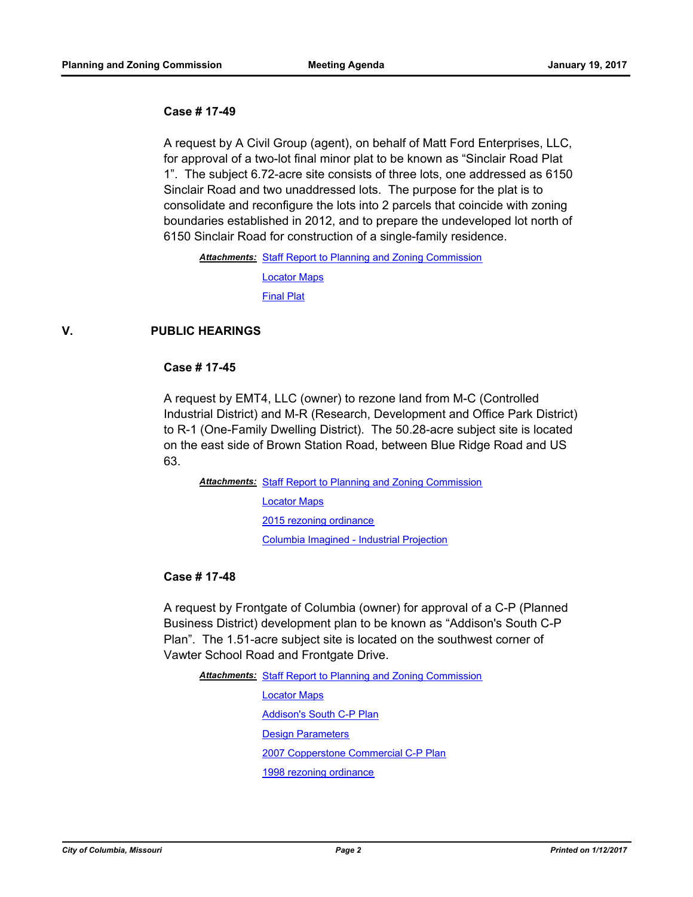### Case # 17-49

A request by A Civil Group (agent), on behalf of Matt Ford Enterprises, LLC, for approval of a two-lot final minor plat to be known as "Sinclair Road Plat 1". The subject 6.72-acre site consists of three lots, one addressed as 6150 Sinclair Road and two unaddressed lots. The purpose for the plat is to consolidate and reconfigure the lots into 2 parcels that coincide with zoning boundaries established in 2012, and to prepare the undeveloped lot north of 6150 Sinclair Road for construction of a single-family residence.

***Attachments:*** Staff Report to Planning and Zoning Commission
Locator Maps
Final Plat

## V. PUBLIC HEARINGS

### Case # 17-45

A request by EMT4, LLC (owner) to rezone land from M-C (Controlled Industrial District) and M-R (Research, Development and Office Park District) to R-1 (One-Family Dwelling District). The 50.28-acre subject site is located on the east side of Brown Station Road, between Blue Ridge Road and US 63.

***Attachments:*** Staff Report to Planning and Zoning Commission
Locator Maps
2015 rezoning ordinance
Columbia Imagined - Industrial Projection

### Case # 17-48

A request by Frontgate of Columbia (owner) for approval of a C-P (Planned Business District) development plan to be known as "Addison's South C-P Plan". The 1.51-acre subject site is located on the southwest corner of Vawter School Road and Frontgate Drive.

***Attachments:*** Staff Report to Planning and Zoning Commission
Locator Maps
Addison's South C-P Plan
Design Parameters
2007 Copperstone Commercial C-P Plan
1998 rezoning ordinance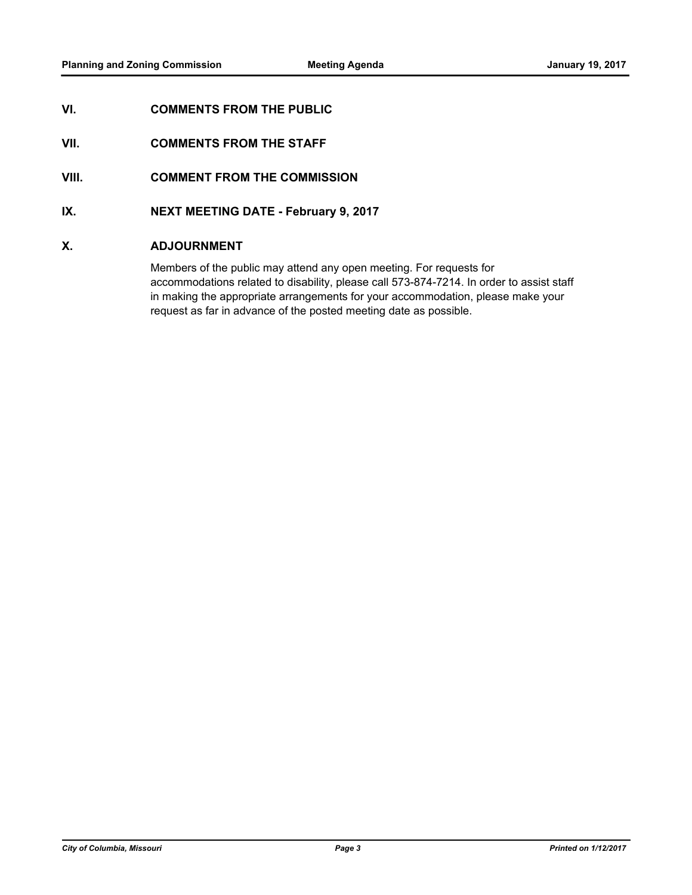## VI. COMMENTS FROM THE PUBLIC

## VII. COMMENTS FROM THE STAFF

## VIII. COMMENT FROM THE COMMISSION

## IX. NEXT MEETING DATE - February 9, 2017

## X. ADJOURNMENT

Members of the public may attend any open meeting. For requests for accommodations related to disability, please call 573-874-7214. In order to assist staff in making the appropriate arrangements for your accommodation, please make your request as far in advance of the posted meeting date as possible.